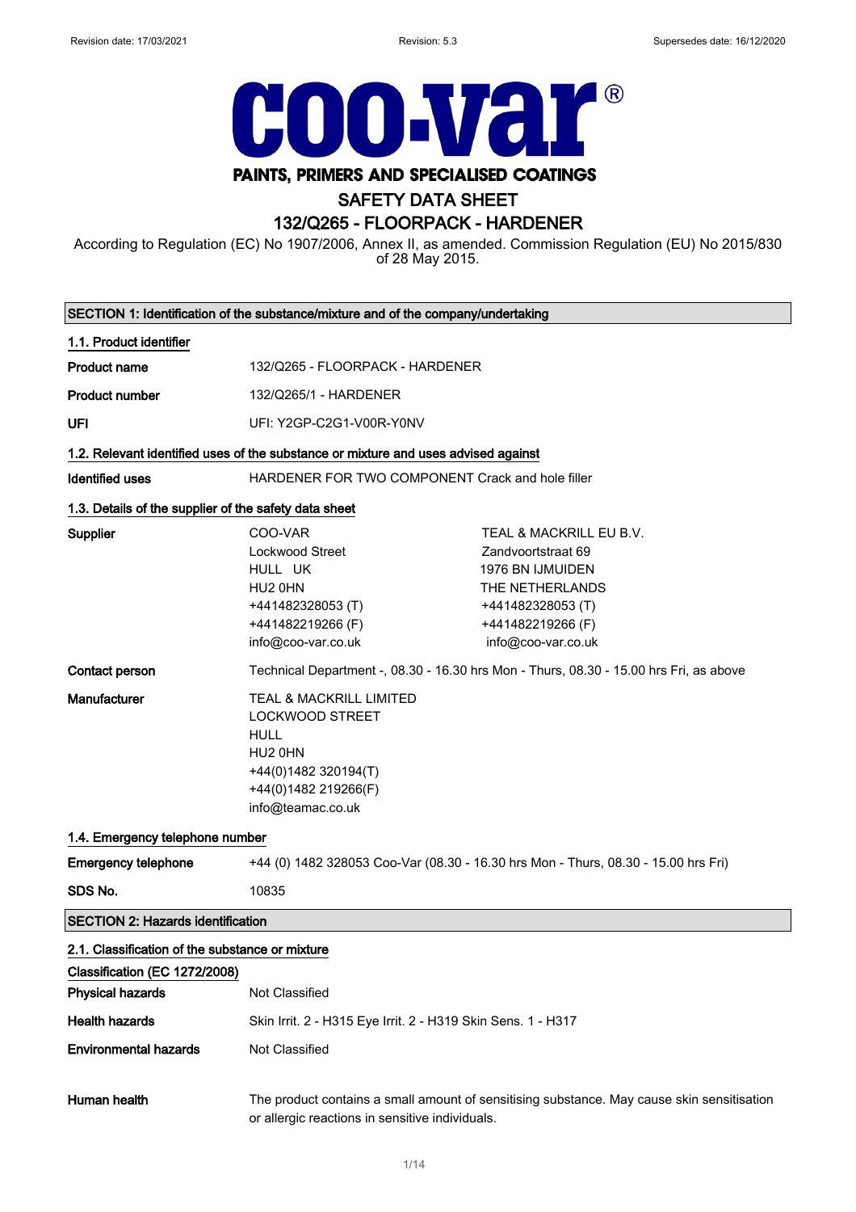# coo-var®

**PAINTS, PRIMERS AND SPECIALISED COATINGS**

## SAFETY DATA SHEET

## 132/Q265 - FLOORPACK - HARDENER

According to Regulation (EC) No 1907/2006, Annex II, as amended. Commission Regulation (EU) No 2015/830 of 28 May 2015.

### SECTION 1: Identification of the substance/mixture and of the company/undertaking

#### 1.1. Product identifier

| | |
|---|---|
| **Product name** | 132/Q265 - FLOORPACK - HARDENER |
| **Product number** | 132/Q265/1 - HARDENER |
| **UFI** | UFI: Y2GP-C2G1-V00R-Y0NV |

#### 1.2. Relevant identified uses of the substance or mixture and uses advised against

| | |
|---|---|
| **Identified uses** | HARDENER FOR TWO COMPONENT Crack and hole filler |

#### 1.3. Details of the supplier of the safety data sheet

| | | |
|---|---|---|
| **Supplier** | COO-VAR<br>Lockwood Street<br>HULL UK<br>HU2 0HN<br>+441482328053 (T)<br>+441482219266 (F)<br>info@coo-var.co.uk | TEAL & MACKRILL EU B.V.<br>Zandvoortstraat 69<br>1976 BN IJMUIDEN<br>THE NETHERLANDS<br>+441482328053 (T)<br>+441482219266 (F)<br>info@coo-var.co.uk |
| **Contact person** | Technical Department -, 08.30 - 16.30 hrs Mon - Thurs, 08.30 - 15.00 hrs Fri, as above | |
| **Manufacturer** | TEAL & MACKRILL LIMITED<br>LOCKWOOD STREET<br>HULL<br>HU2 0HN<br>+44(0)1482 320194(T)<br>+44(0)1482 219266(F)<br>info@teamac.co.uk | |

#### 1.4. Emergency telephone number

| | |
|---|---|
| **Emergency telephone** | +44 (0) 1482 328053 Coo-Var (08.30 - 16.30 hrs Mon - Thurs, 08.30 - 15.00 hrs Fri) |
| **SDS No.** | 10835 |

### SECTION 2: Hazards identification

#### 2.1. Classification of the substance or mixture

**Classification (EC 1272/2008)**

| | |
|---|---|
| **Physical hazards** | Not Classified |
| **Health hazards** | Skin Irrit. 2 - H315 Eye Irrit. 2 - H319 Skin Sens. 1 - H317 |
| **Environmental hazards** | Not Classified |
| **Human health** | The product contains a small amount of sensitising substance. May cause skin sensitisation or allergic reactions in sensitive individuals. |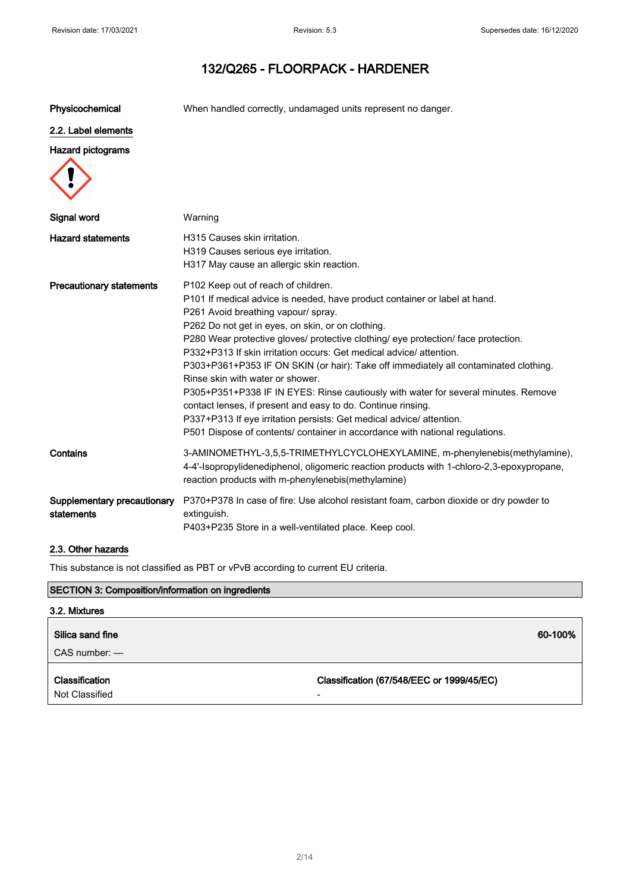# 132/Q265 - FLOORPACK - HARDENER

**Physicochemical** When handled correctly, undamaged units represent no danger.

## 2.2. Label elements

**Hazard pictograms**

**Signal word** Warning

**Hazard statements**
H315 Causes skin irritation.
H319 Causes serious eye irritation.
H317 May cause an allergic skin reaction.

**Precautionary statements**
P102 Keep out of reach of children.
P101 If medical advice is needed, have product container or label at hand.
P261 Avoid breathing vapour/ spray.
P262 Do not get in eyes, on skin, or on clothing.
P280 Wear protective gloves/ protective clothing/ eye protection/ face protection.
P332+P313 If skin irritation occurs: Get medical advice/ attention.
P303+P361+P353 IF ON SKIN (or hair): Take off immediately all contaminated clothing. Rinse skin with water or shower.
P305+P351+P338 IF IN EYES: Rinse cautiously with water for several minutes. Remove contact lenses, if present and easy to do. Continue rinsing.
P337+P313 If eye irritation persists: Get medical advice/ attention.
P501 Dispose of contents/ container in accordance with national regulations.

**Contains** 3-AMINOMETHYL-3,5,5-TRIMETHYLCYCLOHEXYLAMINE, m-phenylenebis(methylamine), 4-4'-Isopropylidenediphenol, oligomeric reaction products with 1-chloro-2,3-epoxypropane, reaction products with m-phenylenebis(methylamine)

**Supplementary precautionary statements**
P370+P378 In case of fire: Use alcohol resistant foam, carbon dioxide or dry powder to extinguish.
P403+P235 Store in a well-ventilated place. Keep cool.

## 2.3. Other hazards

This substance is not classified as PBT or vPvB according to current EU criteria.

## SECTION 3: Composition/information on ingredients

### 3.2. Mixtures

| **Silica sand fine** | **60-100%** |
|---|---|
| CAS number: — | |
| **Classification** | **Classification (67/548/EEC or 1999/45/EC)** |
| Not Classified | - |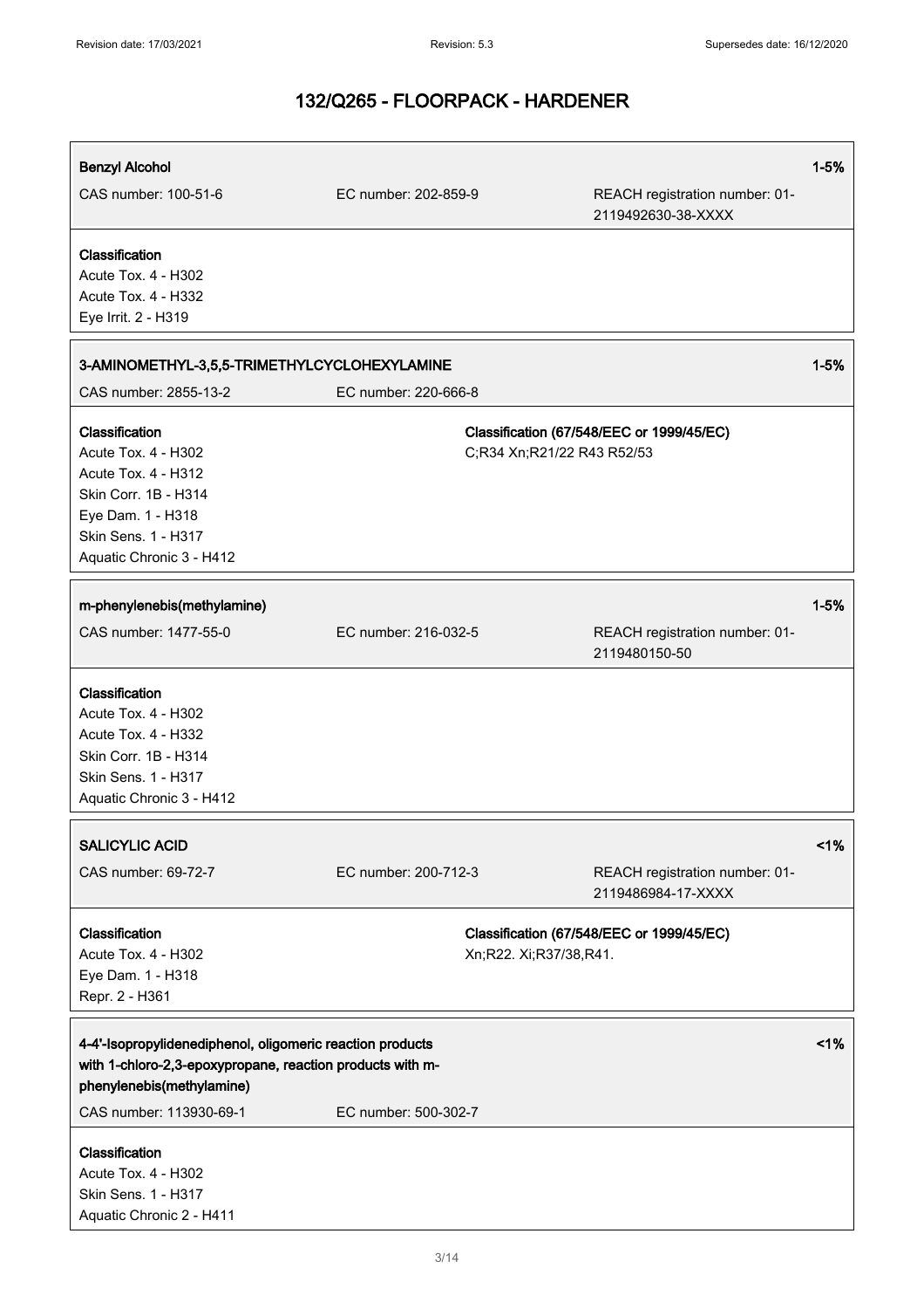# 132/Q265 - FLOORPACK - HARDENER

**Benzyl Alcohol** 1-5%

CAS number: 100-51-6 EC number: 202-859-9 REACH registration number: 01-2119492630-38-XXXX

**Classification**
Acute Tox. 4 - H302
Acute Tox. 4 - H332
Eye Irrit. 2 - H319

**3-AMINOMETHYL-3,5,5-TRIMETHYLCYCLOHEXYLAMINE** 1-5%

CAS number: 2855-13-2 EC number: 220-666-8

**Classification**
Acute Tox. 4 - H302
Acute Tox. 4 - H312
Skin Corr. 1B - H314
Eye Dam. 1 - H318
Skin Sens. 1 - H317
Aquatic Chronic 3 - H412

**Classification (67/548/EEC or 1999/45/EC)**
C;R34 Xn;R21/22 R43 R52/53

**m-phenylenebis(methylamine)** 1-5%

CAS number: 1477-55-0 EC number: 216-032-5 REACH registration number: 01-2119480150-50

**Classification**
Acute Tox. 4 - H302
Acute Tox. 4 - H332
Skin Corr. 1B - H314
Skin Sens. 1 - H317
Aquatic Chronic 3 - H412

**SALICYLIC ACID** <1%

CAS number: 69-72-7 EC number: 200-712-3 REACH registration number: 01-2119486984-17-XXXX

**Classification**
Acute Tox. 4 - H302
Eye Dam. 1 - H318
Repr. 2 - H361

**Classification (67/548/EEC or 1999/45/EC)**
Xn;R22. Xi;R37/38,R41.

**4-4'-Isopropylidenediphenol, oligomeric reaction products with 1-chloro-2,3-epoxypropane, reaction products with m-phenylenebis(methylamine)** <1%

CAS number: 113930-69-1 EC number: 500-302-7

**Classification**
Acute Tox. 4 - H302
Skin Sens. 1 - H317
Aquatic Chronic 2 - H411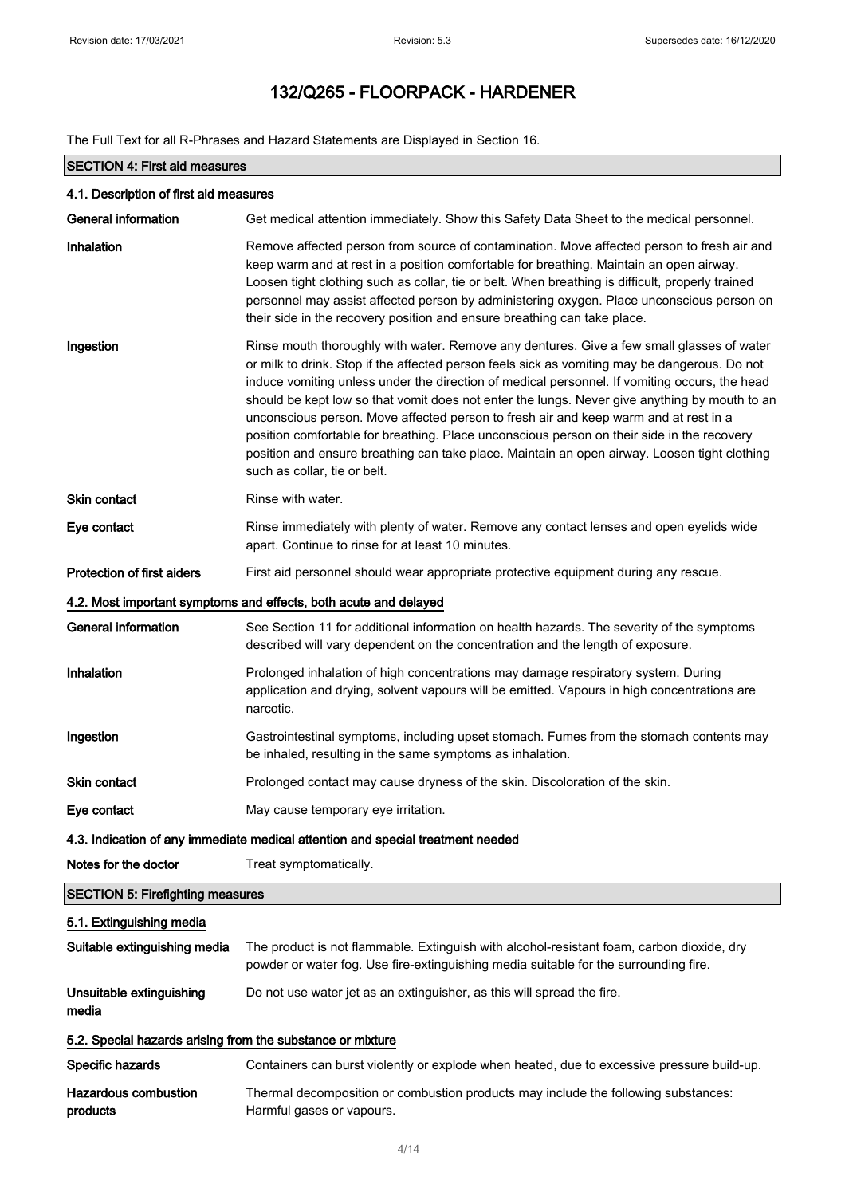# 132/Q265 - FLOORPACK - HARDENER

The Full Text for all R-Phrases and Hazard Statements are Displayed in Section 16.

## SECTION 4: First aid measures

### 4.1. Description of first aid measures

| | |
|---|---|
| **General information** | Get medical attention immediately. Show this Safety Data Sheet to the medical personnel. |
| **Inhalation** | Remove affected person from source of contamination. Move affected person to fresh air and keep warm and at rest in a position comfortable for breathing. Maintain an open airway. Loosen tight clothing such as collar, tie or belt. When breathing is difficult, properly trained personnel may assist affected person by administering oxygen. Place unconscious person on their side in the recovery position and ensure breathing can take place. |
| **Ingestion** | Rinse mouth thoroughly with water. Remove any dentures. Give a few small glasses of water or milk to drink. Stop if the affected person feels sick as vomiting may be dangerous. Do not induce vomiting unless under the direction of medical personnel. If vomiting occurs, the head should be kept low so that vomit does not enter the lungs. Never give anything by mouth to an unconscious person. Move affected person to fresh air and keep warm and at rest in a position comfortable for breathing. Place unconscious person on their side in the recovery position and ensure breathing can take place. Maintain an open airway. Loosen tight clothing such as collar, tie or belt. |
| **Skin contact** | Rinse with water. |
| **Eye contact** | Rinse immediately with plenty of water. Remove any contact lenses and open eyelids wide apart. Continue to rinse for at least 10 minutes. |
| **Protection of first aiders** | First aid personnel should wear appropriate protective equipment during any rescue. |

### 4.2. Most important symptoms and effects, both acute and delayed

| | |
|---|---|
| **General information** | See Section 11 for additional information on health hazards. The severity of the symptoms described will vary dependent on the concentration and the length of exposure. |
| **Inhalation** | Prolonged inhalation of high concentrations may damage respiratory system. During application and drying, solvent vapours will be emitted. Vapours in high concentrations are narcotic. |
| **Ingestion** | Gastrointestinal symptoms, including upset stomach. Fumes from the stomach contents may be inhaled, resulting in the same symptoms as inhalation. |
| **Skin contact** | Prolonged contact may cause dryness of the skin. Discoloration of the skin. |
| **Eye contact** | May cause temporary eye irritation. |

### 4.3. Indication of any immediate medical attention and special treatment needed

| | |
|---|---|
| **Notes for the doctor** | Treat symptomatically. |

## SECTION 5: Firefighting measures

### 5.1. Extinguishing media

| | |
|---|---|
| **Suitable extinguishing media** | The product is not flammable. Extinguish with alcohol-resistant foam, carbon dioxide, dry powder or water fog. Use fire-extinguishing media suitable for the surrounding fire. |
| **Unsuitable extinguishing media** | Do not use water jet as an extinguisher, as this will spread the fire. |

### 5.2. Special hazards arising from the substance or mixture

| | |
|---|---|
| **Specific hazards** | Containers can burst violently or explode when heated, due to excessive pressure build-up. |
| **Hazardous combustion products** | Thermal decomposition or combustion products may include the following substances: Harmful gases or vapours. |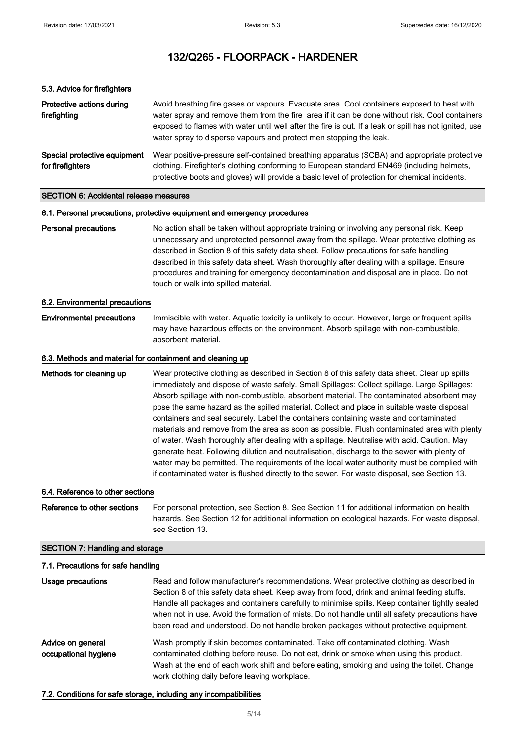### 5.3. Advice for firefighters

**Protective actions during firefighting**

Avoid breathing fire gases or vapours. Evacuate area. Cool containers exposed to heat with water spray and remove them from the fire area if it can be done without risk. Cool containers exposed to flames with water until well after the fire is out. If a leak or spill has not ignited, use water spray to disperse vapours and protect men stopping the leak.

**Special protective equipment for firefighters**

Wear positive-pressure self-contained breathing apparatus (SCBA) and appropriate protective clothing. Firefighter's clothing conforming to European standard EN469 (including helmets, protective boots and gloves) will provide a basic level of protection for chemical incidents.

## SECTION 6: Accidental release measures

### 6.1. Personal precautions, protective equipment and emergency procedures

**Personal precautions**

No action shall be taken without appropriate training or involving any personal risk. Keep unnecessary and unprotected personnel away from the spillage. Wear protective clothing as described in Section 8 of this safety data sheet. Follow precautions for safe handling described in this safety data sheet. Wash thoroughly after dealing with a spillage. Ensure procedures and training for emergency decontamination and disposal are in place. Do not touch or walk into spilled material.

### 6.2. Environmental precautions

**Environmental precautions**

Immiscible with water. Aquatic toxicity is unlikely to occur. However, large or frequent spills may have hazardous effects on the environment. Absorb spillage with non-combustible, absorbent material.

### 6.3. Methods and material for containment and cleaning up

**Methods for cleaning up**

Wear protective clothing as described in Section 8 of this safety data sheet. Clear up spills immediately and dispose of waste safely. Small Spillages: Collect spillage. Large Spillages: Absorb spillage with non-combustible, absorbent material. The contaminated absorbent may pose the same hazard as the spilled material. Collect and place in suitable waste disposal containers and seal securely. Label the containers containing waste and contaminated materials and remove from the area as soon as possible. Flush contaminated area with plenty of water. Wash thoroughly after dealing with a spillage. Neutralise with acid. Caution. May generate heat. Following dilution and neutralisation, discharge to the sewer with plenty of water may be permitted. The requirements of the local water authority must be complied with if contaminated water is flushed directly to the sewer. For waste disposal, see Section 13.

### 6.4. Reference to other sections

**Reference to other sections**

For personal protection, see Section 8. See Section 11 for additional information on health hazards. See Section 12 for additional information on ecological hazards. For waste disposal, see Section 13.

## SECTION 7: Handling and storage

### 7.1. Precautions for safe handling

**Usage precautions**

Read and follow manufacturer's recommendations. Wear protective clothing as described in Section 8 of this safety data sheet. Keep away from food, drink and animal feeding stuffs. Handle all packages and containers carefully to minimise spills. Keep container tightly sealed when not in use. Avoid the formation of mists. Do not handle until all safety precautions have been read and understood. Do not handle broken packages without protective equipment.

**Advice on general occupational hygiene**

Wash promptly if skin becomes contaminated. Take off contaminated clothing. Wash contaminated clothing before reuse. Do not eat, drink or smoke when using this product. Wash at the end of each work shift and before eating, smoking and using the toilet. Change work clothing daily before leaving workplace.

### 7.2. Conditions for safe storage, including any incompatibilities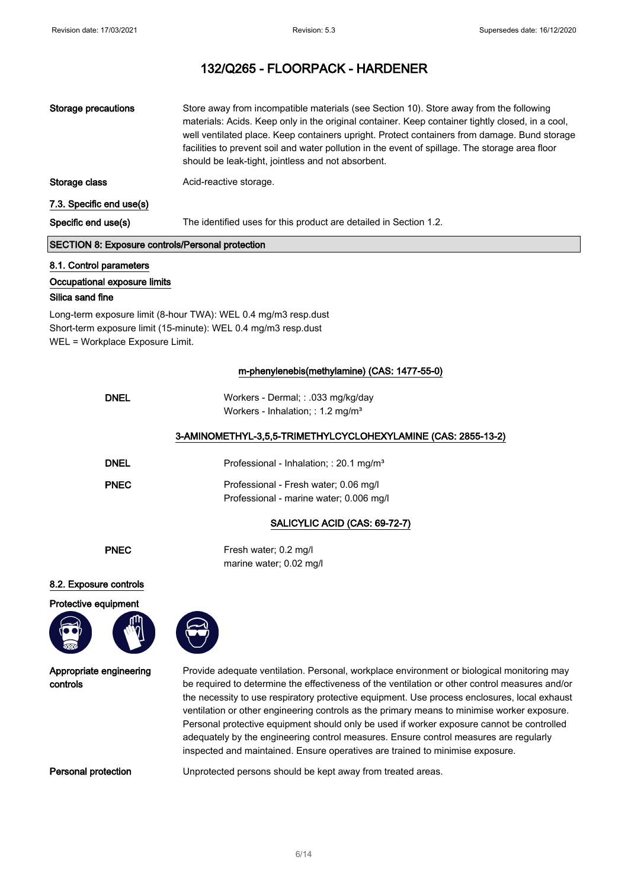# 132/Q265 - FLOORPACK - HARDENER

| | |
|---|---|
| **Storage precautions** | Store away from incompatible materials (see Section 10). Store away from the following materials: Acids. Keep only in the original container. Keep container tightly closed, in a cool, well ventilated place. Keep containers upright. Protect containers from damage. Bund storage facilities to prevent soil and water pollution in the event of spillage. The storage area floor should be leak-tight, jointless and not absorbent. |
| **Storage class** | Acid-reactive storage. |

### 7.3. Specific end use(s)

| | |
|---|---|
| **Specific end use(s)** | The identified uses for this product are detailed in Section 1.2. |

## SECTION 8: Exposure controls/Personal protection

### 8.1. Control parameters

**Occupational exposure limits**

**Silica sand fine**

Long-term exposure limit (8-hour TWA): WEL 0.4 mg/m3 resp.dust
Short-term exposure limit (15-minute): WEL 0.4 mg/m3 resp.dust
WEL = Workplace Exposure Limit.

**m-phenylenebis(methylamine) (CAS: 1477-55-0)**

| | |
|---|---|
| **DNEL** | Workers - Dermal; : .033 mg/kg/day<br>Workers - Inhalation; : 1.2 mg/m³ |

**3-AMINOMETHYL-3,5,5-TRIMETHYLCYCLOHEXYLAMINE (CAS: 2855-13-2)**

| | |
|---|---|
| **DNEL** | Professional - Inhalation; : 20.1 mg/m³ |
| **PNEC** | Professional - Fresh water; 0.06 mg/l<br>Professional - marine water; 0.006 mg/l |

**SALICYLIC ACID (CAS: 69-72-7)**

| | |
|---|---|
| **PNEC** | Fresh water; 0.2 mg/l<br>marine water; 0.02 mg/l |

### 8.2. Exposure controls

**Protective equipment**

| | |
|---|---|
| **Appropriate engineering controls** | Provide adequate ventilation. Personal, workplace environment or biological monitoring may be required to determine the effectiveness of the ventilation or other control measures and/or the necessity to use respiratory protective equipment. Use process enclosures, local exhaust ventilation or other engineering controls as the primary means to minimise worker exposure. Personal protective equipment should only be used if worker exposure cannot be controlled adequately by the engineering control measures. Ensure control measures are regularly inspected and maintained. Ensure operatives are trained to minimise exposure. |
| **Personal protection** | Unprotected persons should be kept away from treated areas. |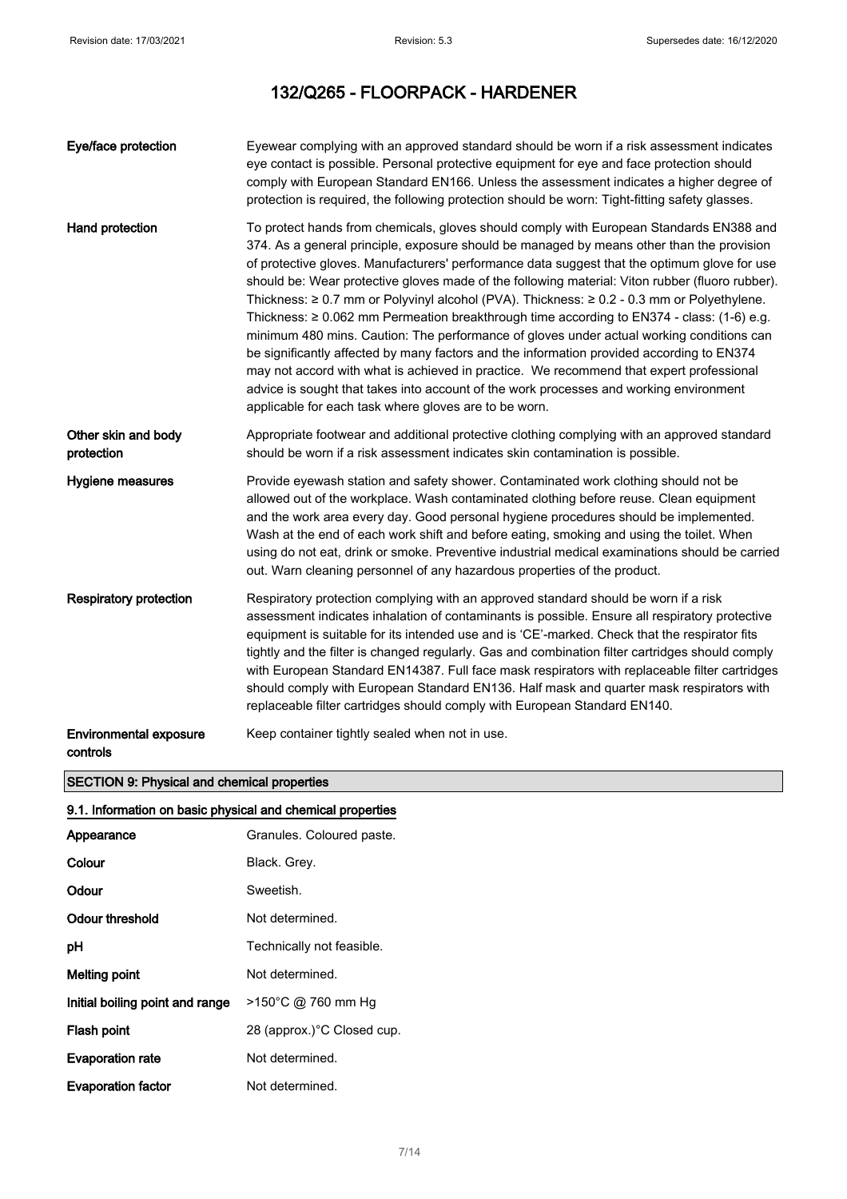# 132/Q265 - FLOORPACK - HARDENER

| | |
|---|---|
| **Eye/face protection** | Eyewear complying with an approved standard should be worn if a risk assessment indicates eye contact is possible. Personal protective equipment for eye and face protection should comply with European Standard EN166. Unless the assessment indicates a higher degree of protection is required, the following protection should be worn: Tight-fitting safety glasses. |
| **Hand protection** | To protect hands from chemicals, gloves should comply with European Standards EN388 and 374. As a general principle, exposure should be managed by means other than the provision of protective gloves. Manufacturers' performance data suggest that the optimum glove for use should be: Wear protective gloves made of the following material: Viton rubber (fluoro rubber). Thickness: ≥ 0.7 mm or Polyvinyl alcohol (PVA). Thickness: ≥ 0.2 - 0.3 mm or Polyethylene. Thickness: ≥ 0.062 mm Permeation breakthrough time according to EN374 - class: (1-6) e.g. minimum 480 mins. Caution: The performance of gloves under actual working conditions can be significantly affected by many factors and the information provided according to EN374 may not accord with what is achieved in practice. We recommend that expert professional advice is sought that takes into account of the work processes and working environment applicable for each task where gloves are to be worn. |
| **Other skin and body protection** | Appropriate footwear and additional protective clothing complying with an approved standard should be worn if a risk assessment indicates skin contamination is possible. |
| **Hygiene measures** | Provide eyewash station and safety shower. Contaminated work clothing should not be allowed out of the workplace. Wash contaminated clothing before reuse. Clean equipment and the work area every day. Good personal hygiene procedures should be implemented. Wash at the end of each work shift and before eating, smoking and using the toilet. When using do not eat, drink or smoke. Preventive industrial medical examinations should be carried out. Warn cleaning personnel of any hazardous properties of the product. |
| **Respiratory protection** | Respiratory protection complying with an approved standard should be worn if a risk assessment indicates inhalation of contaminants is possible. Ensure all respiratory protective equipment is suitable for its intended use and is 'CE'-marked. Check that the respirator fits tightly and the filter is changed regularly. Gas and combination filter cartridges should comply with European Standard EN14387. Full face mask respirators with replaceable filter cartridges should comply with European Standard EN136. Half mask and quarter mask respirators with replaceable filter cartridges should comply with European Standard EN140. |
| **Environmental exposure controls** | Keep container tightly sealed when not in use. |

## SECTION 9: Physical and chemical properties

### 9.1. Information on basic physical and chemical properties

| | |
|---|---|
| **Appearance** | Granules. Coloured paste. |
| **Colour** | Black. Grey. |
| **Odour** | Sweetish. |
| **Odour threshold** | Not determined. |
| **pH** | Technically not feasible. |
| **Melting point** | Not determined. |
| **Initial boiling point and range** | >150°C @ 760 mm Hg |
| **Flash point** | 28 (approx.)°C Closed cup. |
| **Evaporation rate** | Not determined. |
| **Evaporation factor** | Not determined. |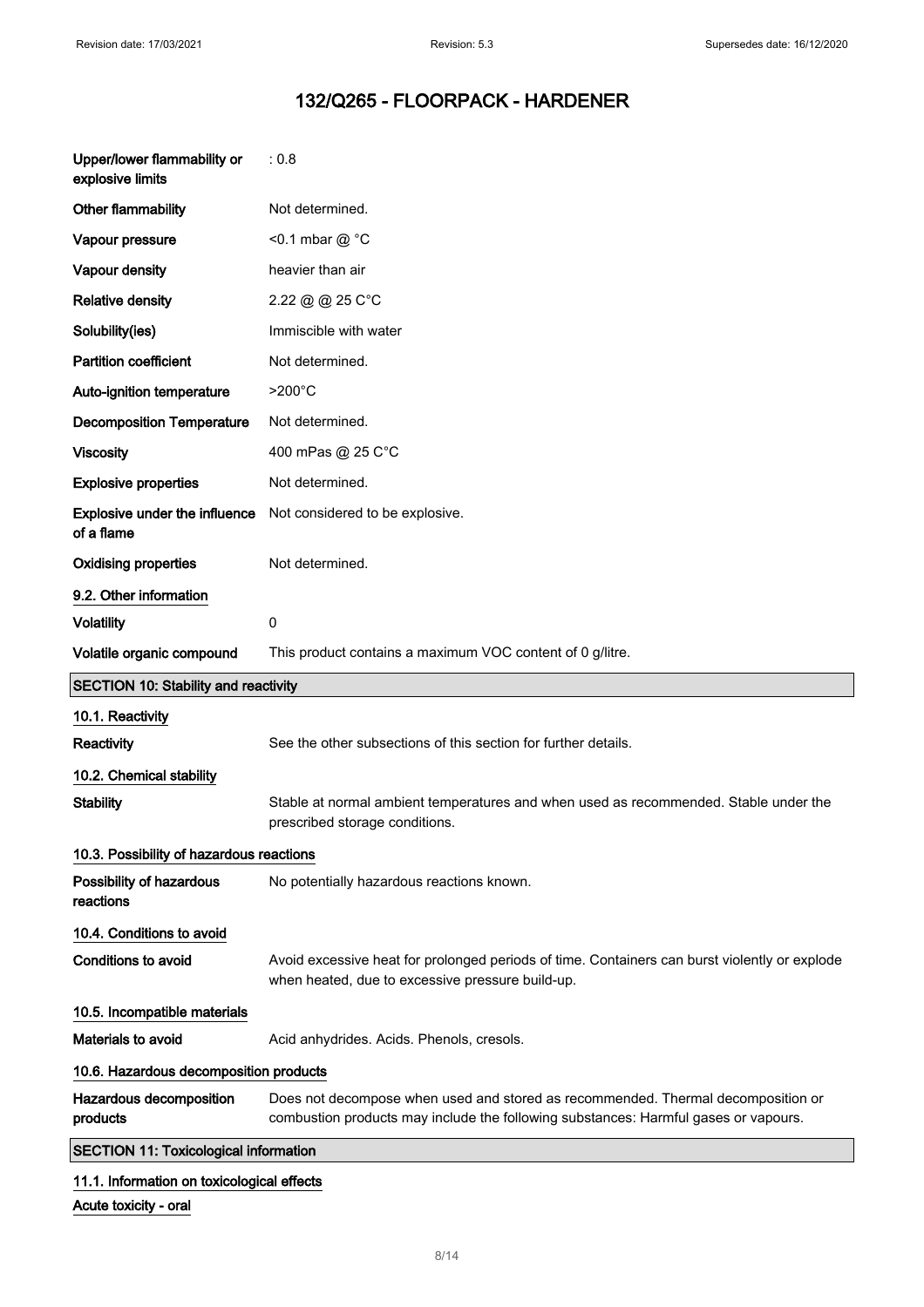# 132/Q265 - FLOORPACK - HARDENER

| | |
|---|---|
| **Upper/lower flammability or explosive limits** | : 0.8 |
| **Other flammability** | Not determined. |
| **Vapour pressure** | <0.1 mbar @ °C |
| **Vapour density** | heavier than air |
| **Relative density** | 2.22 @ @ 25 C°C |
| **Solubility(ies)** | Immiscible with water |
| **Partition coefficient** | Not determined. |
| **Auto-ignition temperature** | >200°C |
| **Decomposition Temperature** | Not determined. |
| **Viscosity** | 400 mPas @ 25 C°C |
| **Explosive properties** | Not determined. |
| **Explosive under the influence of a flame** | Not considered to be explosive. |
| **Oxidising properties** | Not determined. |

### 9.2. Other information

| | |
|---|---|
| **Volatility** | 0 |
| **Volatile organic compound** | This product contains a maximum VOC content of 0 g/litre. |

## SECTION 10: Stability and reactivity

### 10.1. Reactivity

**Reactivity** See the other subsections of this section for further details.

### 10.2. Chemical stability

**Stability** Stable at normal ambient temperatures and when used as recommended. Stable under the prescribed storage conditions.

### 10.3. Possibility of hazardous reactions

**Possibility of hazardous reactions** No potentially hazardous reactions known.

### 10.4. Conditions to avoid

**Conditions to avoid** Avoid excessive heat for prolonged periods of time. Containers can burst violently or explode when heated, due to excessive pressure build-up.

### 10.5. Incompatible materials

**Materials to avoid** Acid anhydrides. Acids. Phenols, cresols.

### 10.6. Hazardous decomposition products

**Hazardous decomposition products** Does not decompose when used and stored as recommended. Thermal decomposition or combustion products may include the following substances: Harmful gases or vapours.

## SECTION 11: Toxicological information

### 11.1. Information on toxicological effects

**Acute toxicity - oral**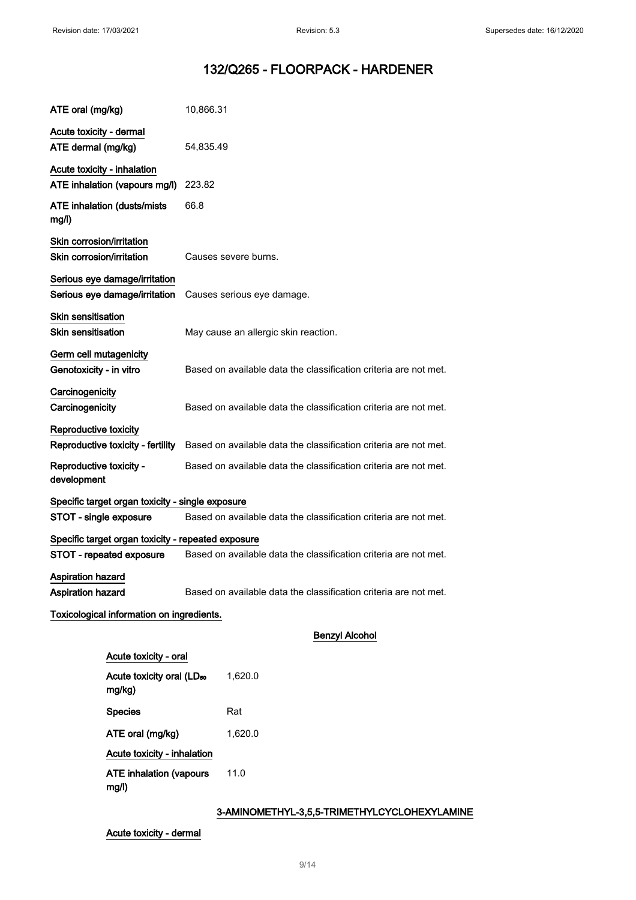# 132/Q265 - FLOORPACK - HARDENER

**ATE oral (mg/kg)** 10,866.31

**Acute toxicity - dermal**

**ATE dermal (mg/kg)** 54,835.49

**Acute toxicity - inhalation**

**ATE inhalation (vapours mg/l)** 223.82

**ATE inhalation (dusts/mists mg/l)** 66.8

**Skin corrosion/irritation**

**Skin corrosion/irritation** Causes severe burns.

**Serious eye damage/irritation**

**Serious eye damage/irritation** Causes serious eye damage.

**Skin sensitisation**

**Skin sensitisation** May cause an allergic skin reaction.

**Germ cell mutagenicity**

**Genotoxicity - in vitro** Based on available data the classification criteria are not met.

**Carcinogenicity**

**Carcinogenicity** Based on available data the classification criteria are not met.

**Reproductive toxicity**

**Reproductive toxicity - fertility** Based on available data the classification criteria are not met.

**Reproductive toxicity - development** Based on available data the classification criteria are not met.

**Specific target organ toxicity - single exposure**

**STOT - single exposure** Based on available data the classification criteria are not met.

**Specific target organ toxicity - repeated exposure**

**STOT - repeated exposure** Based on available data the classification criteria are not met.

**Aspiration hazard**

**Aspiration hazard** Based on available data the classification criteria are not met.

**Toxicological information on ingredients.**

**Benzyl Alcohol**

**Acute toxicity - oral**

**Acute toxicity oral ($LD_{50}$ mg/kg)** 1,620.0

**Species** Rat

**ATE oral (mg/kg)** 1,620.0

**Acute toxicity - inhalation**

**ATE inhalation (vapours mg/l)** 11.0

**3-AMINOMETHYL-3,5,5-TRIMETHYLCYCLOHEXYLAMINE**

**Acute toxicity - dermal**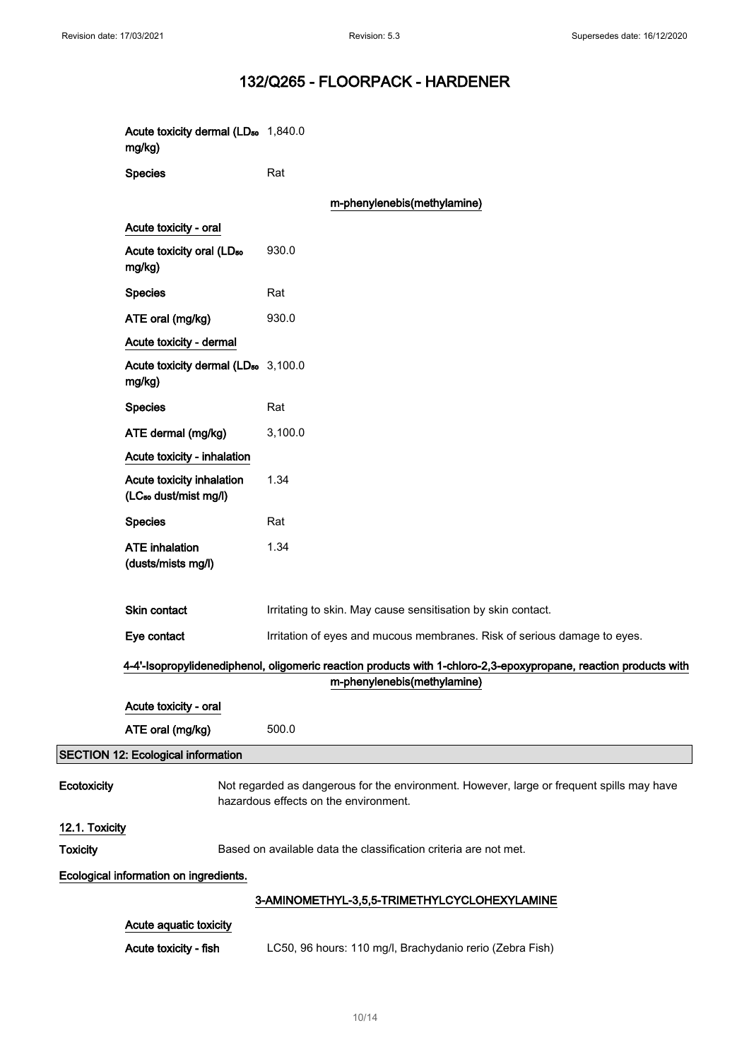| | |
|---|---|
| Acute toxicity dermal ($LD_{50}$ mg/kg) | 1,840.0 |
| Species | Rat |

**m-phenylenebis(methylamine)**

**Acute toxicity - oral**

| | |
|---|---|
| Acute toxicity oral ($LD_{50}$ mg/kg) | 930.0 |
| Species | Rat |
| ATE oral (mg/kg) | 930.0 |

**Acute toxicity - dermal**

| | |
|---|---|
| Acute toxicity dermal ($LD_{50}$ mg/kg) | 3,100.0 |
| Species | Rat |
| ATE dermal (mg/kg) | 3,100.0 |

**Acute toxicity - inhalation**

| | |
|---|---|
| Acute toxicity inhalation ($LC_{50}$ dust/mist mg/l) | 1.34 |
| Species | Rat |
| ATE inhalation (dusts/mists mg/l) | 1.34 |

| | |
|---|---|
| Skin contact | Irritating to skin. May cause sensitisation by skin contact. |
| Eye contact | Irritation of eyes and mucous membranes. Risk of serious damage to eyes. |

**4-4'-Isopropylidenediphenol, oligomeric reaction products with 1-chloro-2,3-epoxypropane, reaction products with m-phenylenebis(methylamine)**

**Acute toxicity - oral**

| | |
|---|---|
| ATE oral (mg/kg) | 500.0 |

## SECTION 12: Ecological information

**Ecotoxicity** Not regarded as dangerous for the environment. However, large or frequent spills may have hazardous effects on the environment.

### 12.1. Toxicity

**Toxicity** Based on available data the classification criteria are not met.

**Ecological information on ingredients.**

**3-AMINOMETHYL-3,5,5-TRIMETHYLCYCLOHEXYLAMINE**

**Acute aquatic toxicity**

| | |
|---|---|
| Acute toxicity - fish | LC50, 96 hours: 110 mg/l, Brachydanio rerio (Zebra Fish) |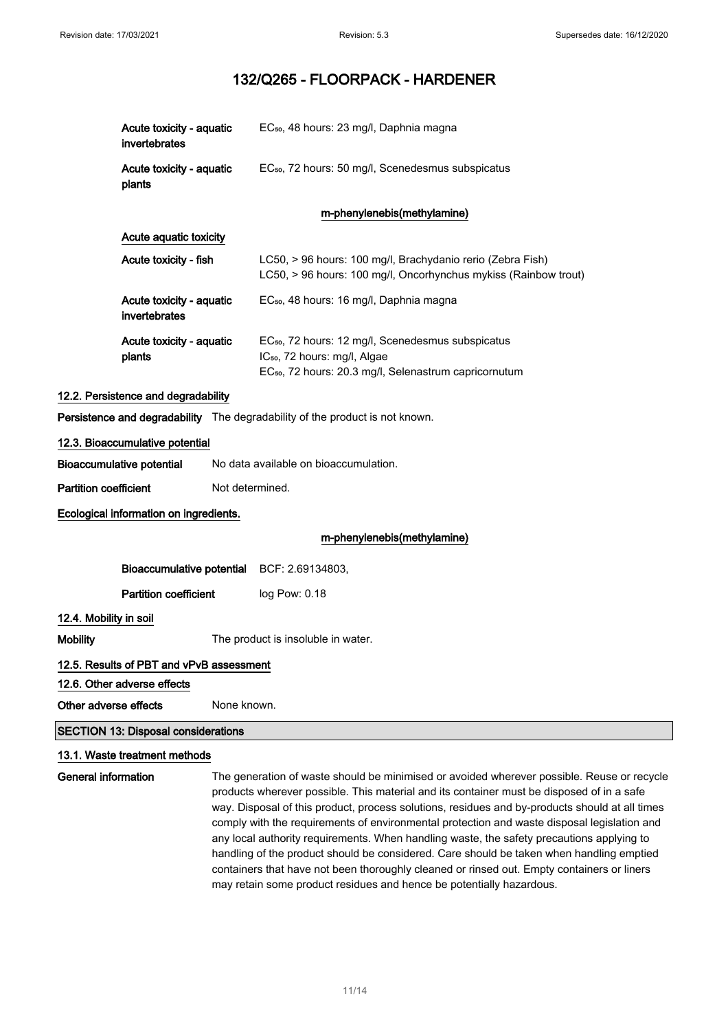# 132/Q265 - FLOORPACK - HARDENER

| | |
|---|---|
| **Acute toxicity - aquatic invertebrates** | $EC_{50}$, 48 hours: 23 mg/l, Daphnia magna |
| **Acute toxicity - aquatic plants** | $EC_{50}$, 72 hours: 50 mg/l, Scenedesmus subspicatus |

**m-phenylenebis(methylamine)**

**Acute aquatic toxicity**

| | |
|---|---|
| **Acute toxicity - fish** | LC50, > 96 hours: 100 mg/l, Brachydanio rerio (Zebra Fish)<br>LC50, > 96 hours: 100 mg/l, Oncorhynchus mykiss (Rainbow trout) |
| **Acute toxicity - aquatic invertebrates** | $EC_{50}$, 48 hours: 16 mg/l, Daphnia magna |
| **Acute toxicity - aquatic plants** | $EC_{50}$, 72 hours: 12 mg/l, Scenedesmus subspicatus<br>$IC_{50}$, 72 hours: mg/l, Algae<br>$EC_{50}$, 72 hours: 20.3 mg/l, Selenastrum capricornutum |

### 12.2. Persistence and degradability

**Persistence and degradability** The degradability of the product is not known.

### 12.3. Bioaccumulative potential

**Bioaccumulative potential** No data available on bioaccumulation.

**Partition coefficient** Not determined.

**Ecological information on ingredients.**

**m-phenylenebis(methylamine)**

**Bioaccumulative potential** BCF: 2.69134803,

**Partition coefficient** log Pow: 0.18

### 12.4. Mobility in soil

**Mobility** The product is insoluble in water.

### 12.5. Results of PBT and vPvB assessment

### 12.6. Other adverse effects

**Other adverse effects** None known.

## SECTION 13: Disposal considerations

### 13.1. Waste treatment methods

**General information** The generation of waste should be minimised or avoided wherever possible. Reuse or recycle products wherever possible. This material and its container must be disposed of in a safe way. Disposal of this product, process solutions, residues and by-products should at all times comply with the requirements of environmental protection and waste disposal legislation and any local authority requirements. When handling waste, the safety precautions applying to handling of the product should be considered. Care should be taken when handling emptied containers that have not been thoroughly cleaned or rinsed out. Empty containers or liners may retain some product residues and hence be potentially hazardous.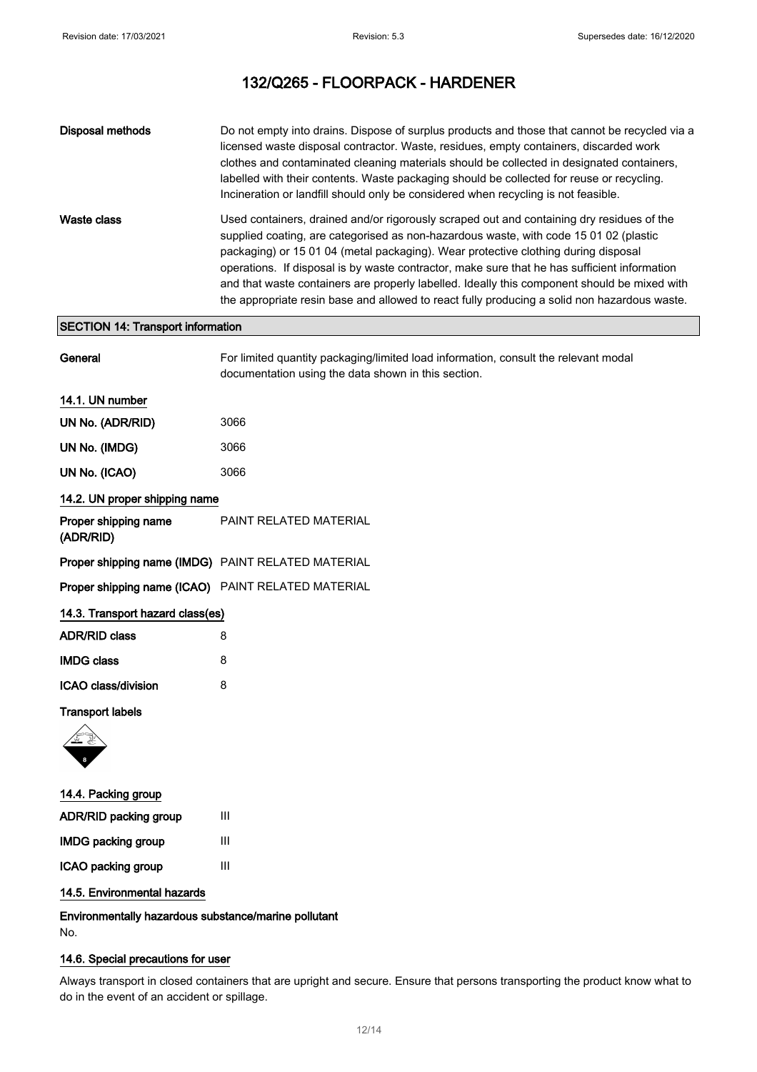# 132/Q265 - FLOORPACK - HARDENER

| | |
|---|---|
| **Disposal methods** | Do not empty into drains. Dispose of surplus products and those that cannot be recycled via a licensed waste disposal contractor. Waste, residues, empty containers, discarded work clothes and contaminated cleaning materials should be collected in designated containers, labelled with their contents. Waste packaging should be collected for reuse or recycling. Incineration or landfill should only be considered when recycling is not feasible. |
| **Waste class** | Used containers, drained and/or rigorously scraped out and containing dry residues of the supplied coating, are categorised as non-hazardous waste, with code 15 01 02 (plastic packaging) or 15 01 04 (metal packaging). Wear protective clothing during disposal operations. If disposal is by waste contractor, make sure that he has sufficient information and that waste containers are properly labelled. Ideally this component should be mixed with the appropriate resin base and allowed to react fully producing a solid non hazardous waste. |

## SECTION 14: Transport information

| | |
|---|---|
| **General** | For limited quantity packaging/limited load information, consult the relevant modal documentation using the data shown in this section. |

### 14.1. UN number

| | |
|---|---|
| **UN No. (ADR/RID)** | 3066 |
| **UN No. (IMDG)** | 3066 |
| **UN No. (ICAO)** | 3066 |

### 14.2. UN proper shipping name

| | |
|---|---|
| **Proper shipping name (ADR/RID)** | PAINT RELATED MATERIAL |
| **Proper shipping name (IMDG)** | PAINT RELATED MATERIAL |
| **Proper shipping name (ICAO)** | PAINT RELATED MATERIAL |

### 14.3. Transport hazard class(es)

| | |
|---|---|
| **ADR/RID class** | 8 |
| **IMDG class** | 8 |
| **ICAO class/division** | 8 |

**Transport labels**

### 14.4. Packing group

| | |
|---|---|
| **ADR/RID packing group** | III |
| **IMDG packing group** | III |
| **ICAO packing group** | III |

### 14.5. Environmental hazards

**Environmentally hazardous substance/marine pollutant**

No.

### 14.6. Special precautions for user

Always transport in closed containers that are upright and secure. Ensure that persons transporting the product know what to do in the event of an accident or spillage.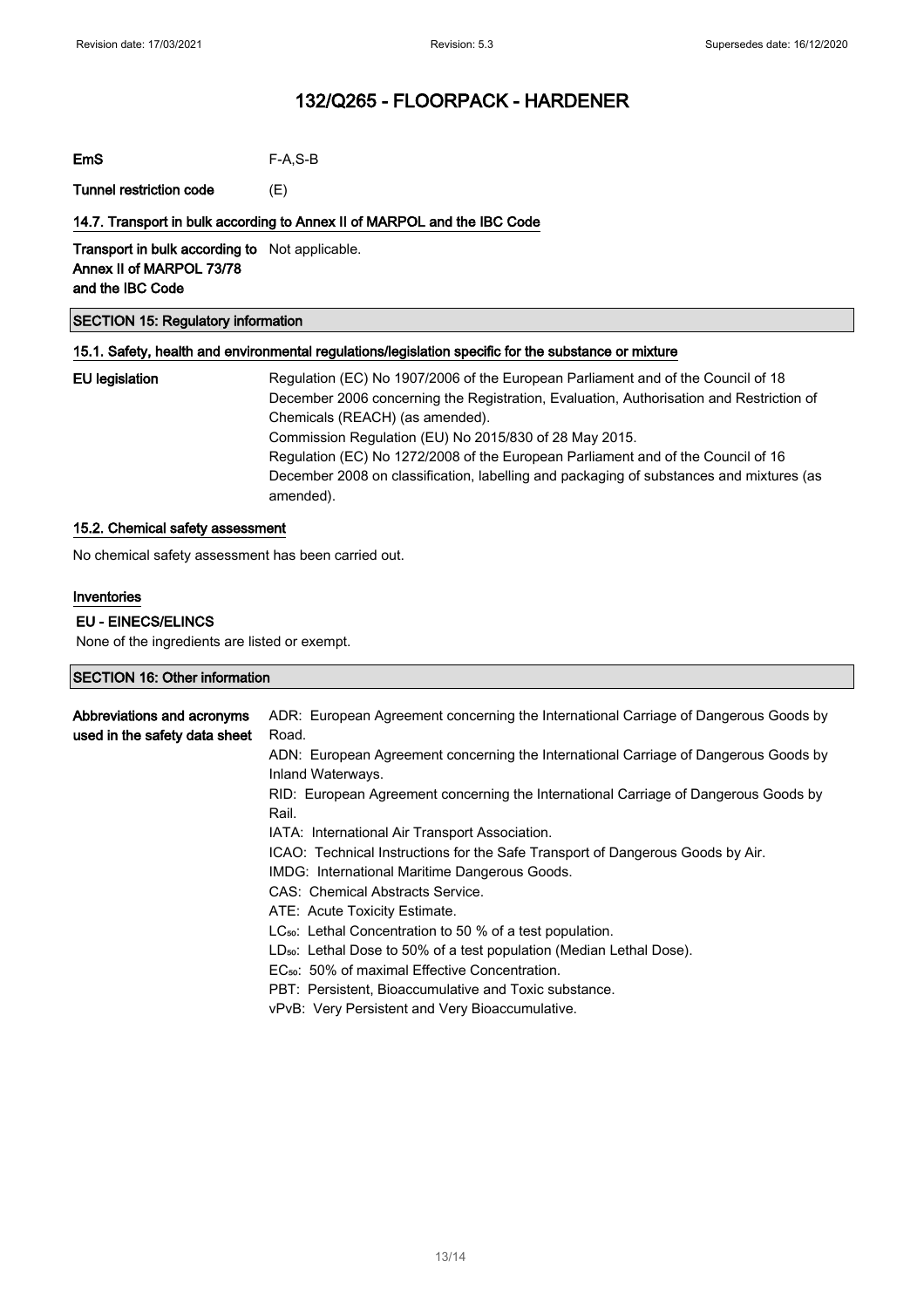**EmS** F-A,S-B

**Tunnel restriction code** (E)

### 14.7. Transport in bulk according to Annex II of MARPOL and the IBC Code

**Transport in bulk according to Annex II of MARPOL 73/78 and the IBC Code** Not applicable.

## SECTION 15: Regulatory information

### 15.1. Safety, health and environmental regulations/legislation specific for the substance or mixture

**EU legislation**

Regulation (EC) No 1907/2006 of the European Parliament and of the Council of 18 December 2006 concerning the Registration, Evaluation, Authorisation and Restriction of Chemicals (REACH) (as amended).
Commission Regulation (EU) No 2015/830 of 28 May 2015.
Regulation (EC) No 1272/2008 of the European Parliament and of the Council of 16 December 2008 on classification, labelling and packaging of substances and mixtures (as amended).

### 15.2. Chemical safety assessment

No chemical safety assessment has been carried out.

### Inventories

**EU - EINECS/ELINCS**

None of the ingredients are listed or exempt.

## SECTION 16: Other information

**Abbreviations and acronyms used in the safety data sheet**

ADR: European Agreement concerning the International Carriage of Dangerous Goods by Road.
ADN: European Agreement concerning the International Carriage of Dangerous Goods by Inland Waterways.
RID: European Agreement concerning the International Carriage of Dangerous Goods by Rail.
IATA: International Air Transport Association.
ICAO: Technical Instructions for the Safe Transport of Dangerous Goods by Air.
IMDG: International Maritime Dangerous Goods.
CAS: Chemical Abstracts Service.
ATE: Acute Toxicity Estimate.
$LC_{50}$: Lethal Concentration to 50 % of a test population.
$LD_{50}$: Lethal Dose to 50% of a test population (Median Lethal Dose).
$EC_{50}$: 50% of maximal Effective Concentration.
PBT: Persistent, Bioaccumulative and Toxic substance.
vPvB: Very Persistent and Very Bioaccumulative.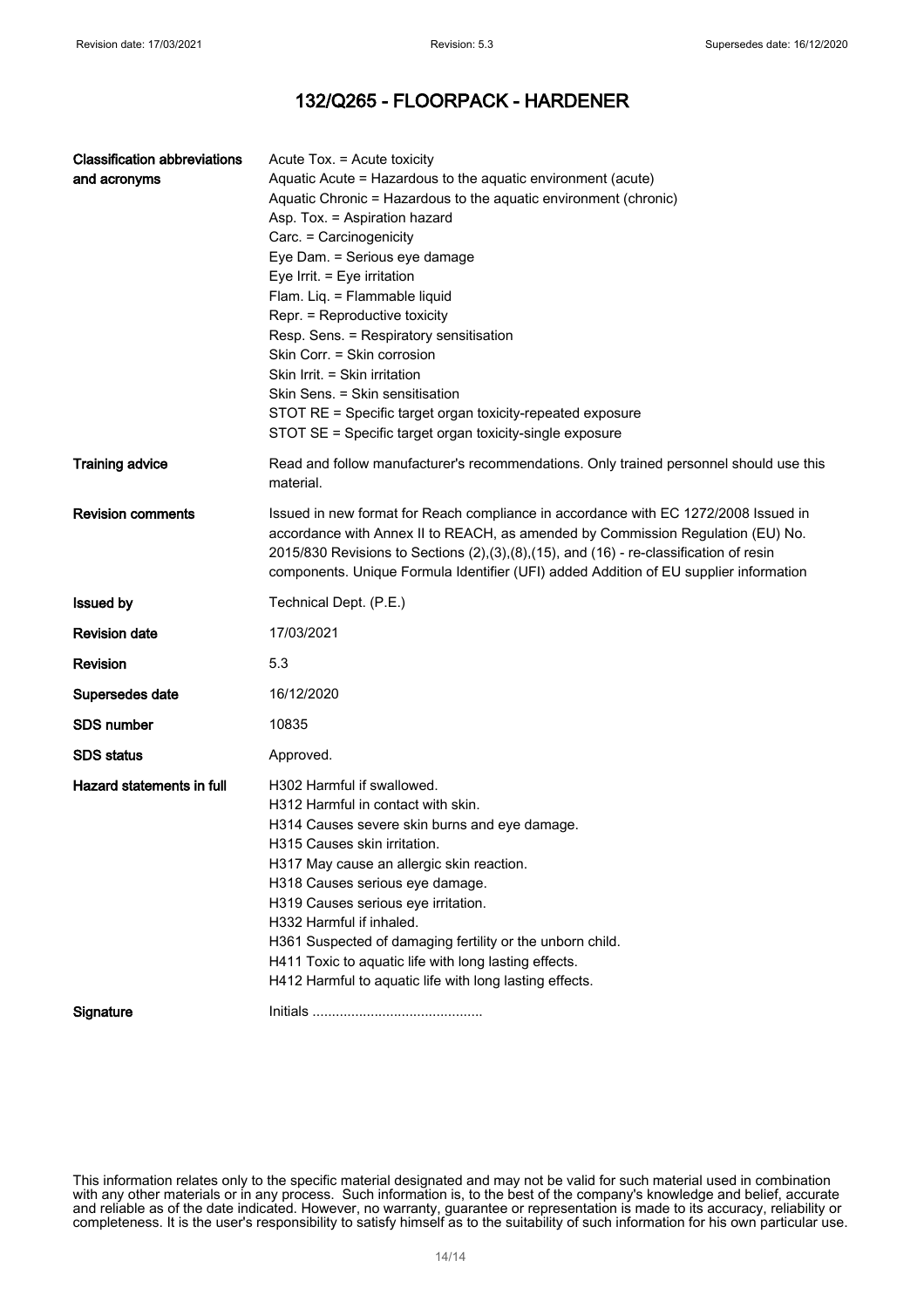# 132/Q265 - FLOORPACK - HARDENER

| | |
|---|---|
| **Classification abbreviations and acronyms** | Acute Tox. = Acute toxicity<br>Aquatic Acute = Hazardous to the aquatic environment (acute)<br>Aquatic Chronic = Hazardous to the aquatic environment (chronic)<br>Asp. Tox. = Aspiration hazard<br>Carc. = Carcinogenicity<br>Eye Dam. = Serious eye damage<br>Eye Irrit. = Eye irritation<br>Flam. Liq. = Flammable liquid<br>Repr. = Reproductive toxicity<br>Resp. Sens. = Respiratory sensitisation<br>Skin Corr. = Skin corrosion<br>Skin Irrit. = Skin irritation<br>Skin Sens. = Skin sensitisation<br>STOT RE = Specific target organ toxicity-repeated exposure<br>STOT SE = Specific target organ toxicity-single exposure |
| **Training advice** | Read and follow manufacturer's recommendations. Only trained personnel should use this material. |
| **Revision comments** | Issued in new format for Reach compliance in accordance with EC 1272/2008 Issued in accordance with Annex II to REACH, as amended by Commission Regulation (EU) No. 2015/830 Revisions to Sections (2),(3),(8),(15), and (16) - re-classification of resin components. Unique Formula Identifier (UFI) added Addition of EU supplier information |
| **Issued by** | Technical Dept. (P.E.) |
| **Revision date** | 17/03/2021 |
| **Revision** | 5.3 |
| **Supersedes date** | 16/12/2020 |
| **SDS number** | 10835 |
| **SDS status** | Approved. |
| **Hazard statements in full** | H302 Harmful if swallowed.<br>H312 Harmful in contact with skin.<br>H314 Causes severe skin burns and eye damage.<br>H315 Causes skin irritation.<br>H317 May cause an allergic skin reaction.<br>H318 Causes serious eye damage.<br>H319 Causes serious eye irritation.<br>H332 Harmful if inhaled.<br>H361 Suspected of damaging fertility or the unborn child.<br>H411 Toxic to aquatic life with long lasting effects.<br>H412 Harmful to aquatic life with long lasting effects. |
| **Signature** | Initials ........................................... |

This information relates only to the specific material designated and may not be valid for such material used in combination with any other materials or in any process. Such information is, to the best of the company's knowledge and belief, accurate and reliable as of the date indicated. However, no warranty, guarantee or representation is made to its accuracy, reliability or completeness. It is the user's responsibility to satisfy himself as to the suitability of such information for his own particular use.